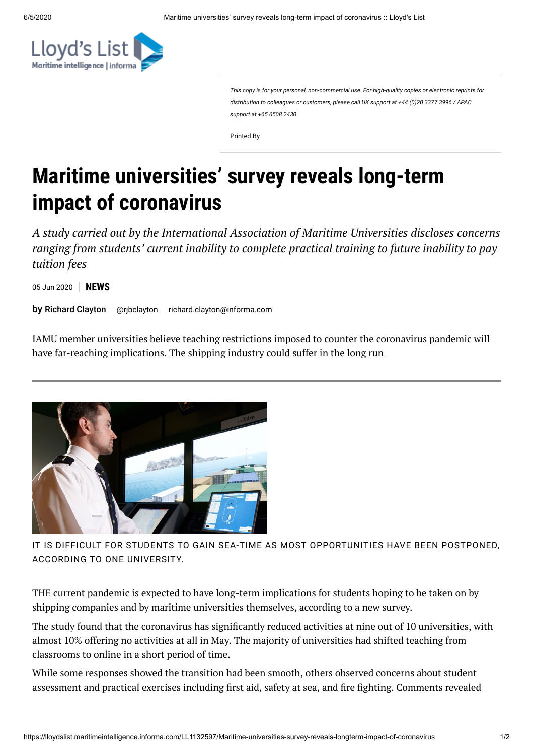This copy is for your personal, non-commercial use. For high-quality copies or electronic reprints for distribution to colleagues or customers, please call UK support at +44 (0)20 3377 3996 / APAC support at +65 6508 2430

Printed By

# Maritime universities' survey reveals long-term impact of coronavirus

*A study carried out by the International Association of Maritime Universities discloses concerns ranging from students' current inability to complete practical training to future inability to pay tuition fees*

05 Jun 2020 | **NEWS**

**by Richard Clayton** | @rjbclayton | richard.clayton@informa.com

IAMU member universities believe teaching restrictions imposed to counter the coronavirus pandemic will have far-reaching implications. The shipping industry could suffer in the long run

IT IS DIFFICULT FOR STUDENTS TO GAIN SEA-TIME AS MOST OPPORTUNITIES HAVE BEEN POSTPONED, ACCORDING TO ONE UNIVERSITY.

THE current pandemic is expected to have long-term implications for students hoping to be taken on by shipping companies and by maritime universities themselves, according to a new survey.

The study found that the coronavirus has significantly reduced activities at nine out of 10 universities, with almost 10% offering no activities at all in May. The majority of universities had shifted teaching from classrooms to online in a short period of time.

While some responses showed the transition had been smooth, others observed concerns about student assessment and practical exercises including first aid, safety at sea, and fire fighting. Comments revealed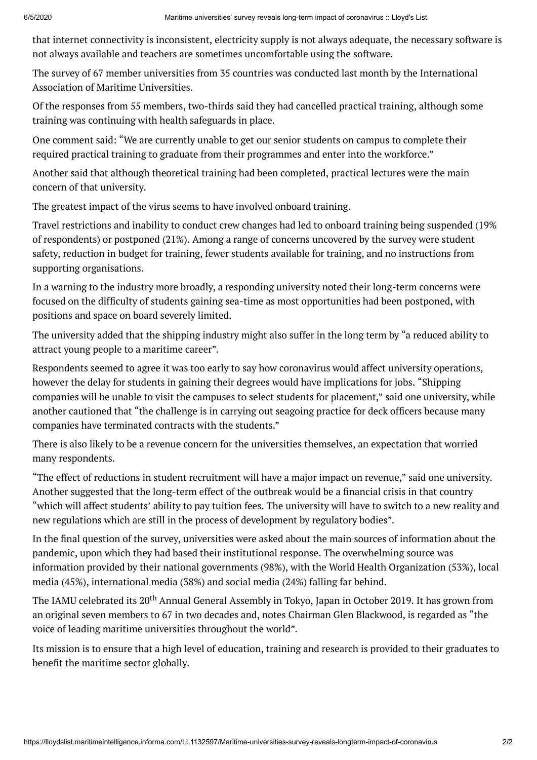that internet connectivity is inconsistent, electricity supply is not always adequate, the necessary software is not always available and teachers are sometimes uncomfortable using the software.

The survey of 67 member universities from 35 countries was conducted last month by the International Association of Maritime Universities.

Of the responses from 55 members, two-thirds said they had cancelled practical training, although some training was continuing with health safeguards in place.

One comment said: "We are currently unable to get our senior students on campus to complete their required practical training to graduate from their programmes and enter into the workforce."

Another said that although theoretical training had been completed, practical lectures were the main concern of that university.

The greatest impact of the virus seems to have involved onboard training.

Travel restrictions and inability to conduct crew changes had led to onboard training being suspended (19% of respondents) or postponed (21%). Among a range of concerns uncovered by the survey were student safety, reduction in budget for training, fewer students available for training, and no instructions from supporting organisations.

In a warning to the industry more broadly, a responding university noted their long-term concerns were focused on the difficulty of students gaining sea-time as most opportunities had been postponed, with positions and space on board severely limited.

The university added that the shipping industry might also suffer in the long term by "a reduced ability to attract young people to a maritime career".

Respondents seemed to agree it was too early to say how coronavirus would affect university operations, however the delay for students in gaining their degrees would have implications for jobs. "Shipping companies will be unable to visit the campuses to select students for placement," said one university, while another cautioned that "the challenge is in carrying out seagoing practice for deck officers because many companies have terminated contracts with the students."

There is also likely to be a revenue concern for the universities themselves, an expectation that worried many respondents.

"The effect of reductions in student recruitment will have a major impact on revenue," said one university. Another suggested that the long-term effect of the outbreak would be a financial crisis in that country "which will affect students' ability to pay tuition fees. The university will have to switch to a new reality and new regulations which are still in the process of development by regulatory bodies".

In the final question of the survey, universities were asked about the main sources of information about the pandemic, upon which they had based their institutional response. The overwhelming source was information provided by their national governments (98%), with the World Health Organization (53%), local media (45%), international media (38%) and social media (24%) falling far behind.

The IAMU celebrated its 20th Annual General Assembly in Tokyo, Japan in October 2019. It has grown from an original seven members to 67 in two decades and, notes Chairman Glen Blackwood, is regarded as "the voice of leading maritime universities throughout the world".

Its mission is to ensure that a high level of education, training and research is provided to their graduates to benefit the maritime sector globally.